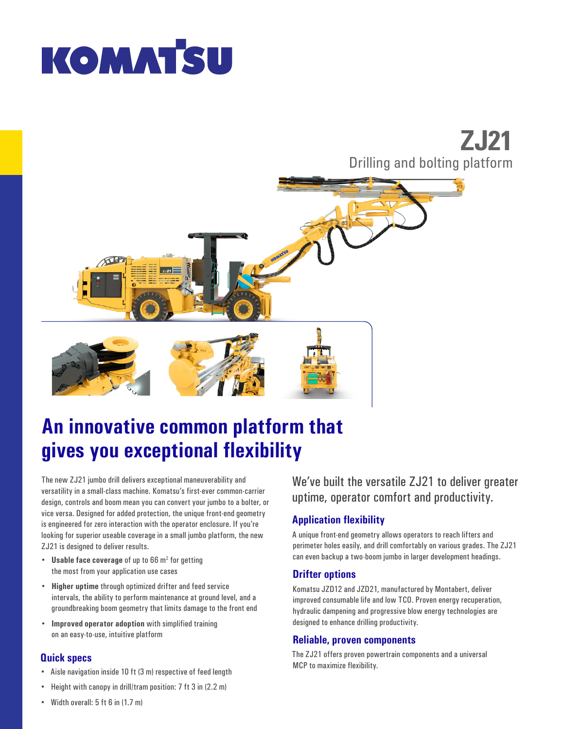KOMATSU

# ZJ21

Drilling and bolting platform

## An innovative common platform that gives you exceptional flexibility

The new ZJ21 jumbo drill delivers exceptional maneuverability and versatility in a small-class machine. Komatsu's first-ever common-carrier design, controls and boom mean you can convert your jumbo to a bolter, or vice versa. Designed for added protection, the unique front-end geometry is engineered for zero interaction with the operator enclosure. If you're looking for superior useable coverage in a small jumbo platform, the new ZJ21 is designed to deliver results.

- **Usable face coverage** of up to 66 m$^2$ for getting the most from your application use cases
- **Higher uptime** through optimized drifter and feed service intervals, the ability to perform maintenance at ground level, and a groundbreaking boom geometry that limits damage to the front end
- **Improved operator adoption** with simplified training on an easy-to-use, intuitive platform

### Quick specs

- Aisle navigation inside 10 ft (3 m) respective of feed length
- Height with canopy in drill/tram position: 7 ft 3 in (2.2 m)
- Width overall: 5 ft 6 in (1.7 m)

We've built the versatile ZJ21 to deliver greater uptime, operator comfort and productivity.

### Application flexibility

A unique front-end geometry allows operators to reach lifters and perimeter holes easily, and drill comfortably on various grades. The ZJ21 can even backup a two-boom jumbo in larger development headings.

### Drifter options

Komatsu JZD12 and JZD21, manufactured by Montabert, deliver improved consumable life and low TCO. Proven energy recuperation, hydraulic dampening and progressive blow energy technologies are designed to enhance drilling productivity.

### Reliable, proven components

The ZJ21 offers proven powertrain components and a universal MCP to maximize flexibility.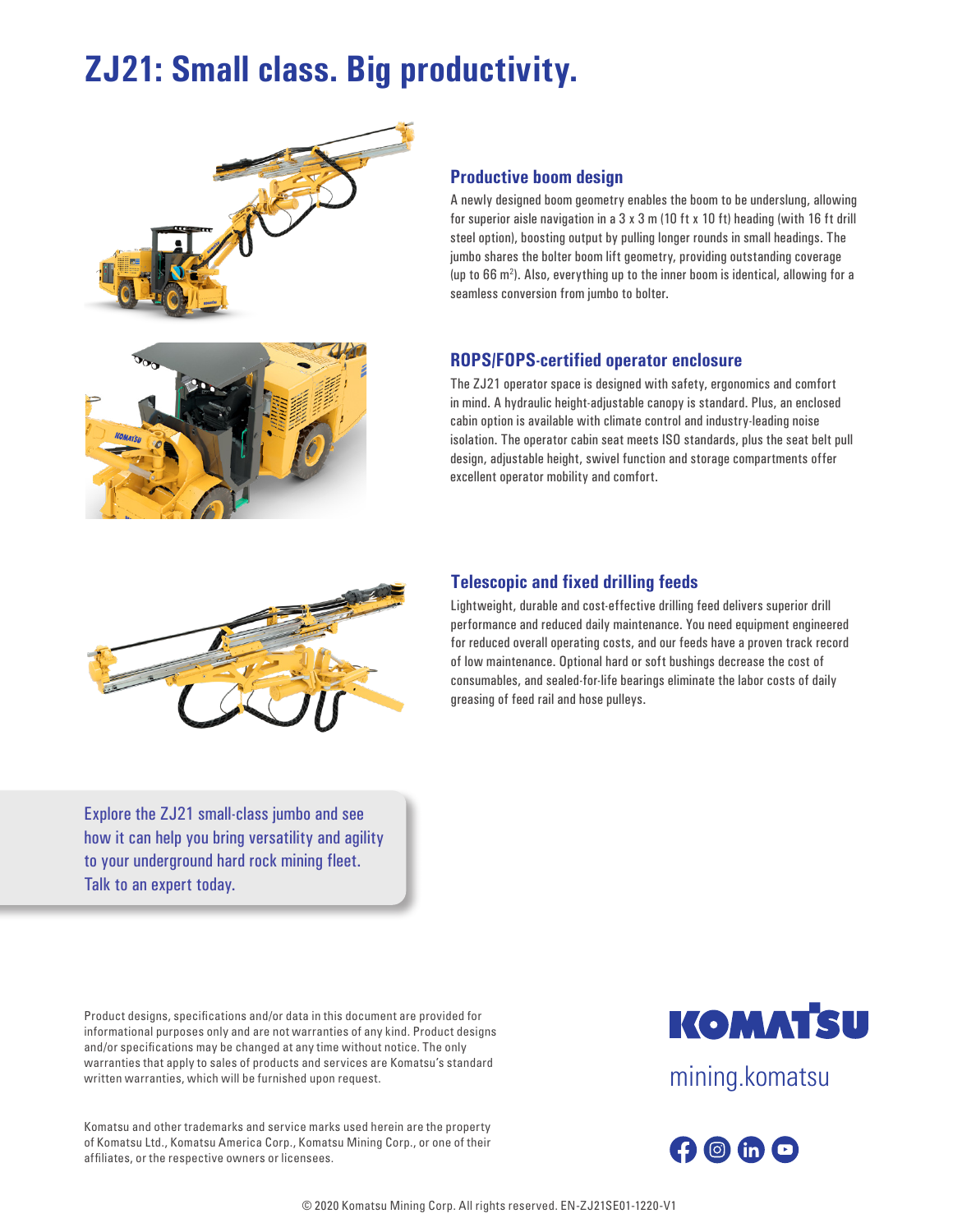# ZJ21: Small class. Big productivity.

## Productive boom design

A newly designed boom geometry enables the boom to be underslung, allowing for superior aisle navigation in a 3 x 3 m (10 ft x 10 ft) heading (with 16 ft drill steel option), boosting output by pulling longer rounds in small headings. The jumbo shares the bolter boom lift geometry, providing outstanding coverage (up to 66 $m^2$). Also, everything up to the inner boom is identical, allowing for a seamless conversion from jumbo to bolter.

## ROPS/FOPS-certified operator enclosure

The ZJ21 operator space is designed with safety, ergonomics and comfort in mind. A hydraulic height-adjustable canopy is standard. Plus, an enclosed cabin option is available with climate control and industry-leading noise isolation. The operator cabin seat meets ISO standards, plus the seat belt pull design, adjustable height, swivel function and storage compartments offer excellent operator mobility and comfort.

## Telescopic and fixed drilling feeds

Lightweight, durable and cost-effective drilling feed delivers superior drill performance and reduced daily maintenance. You need equipment engineered for reduced overall operating costs, and our feeds have a proven track record of low maintenance. Optional hard or soft bushings decrease the cost of consumables, and sealed-for-life bearings eliminate the labor costs of daily greasing of feed rail and hose pulleys.

Explore the ZJ21 small-class jumbo and see how it can help you bring versatility and agility to your underground hard rock mining fleet. Talk to an expert today.

Product designs, specifications and/or data in this document are provided for informational purposes only and are not warranties of any kind. Product designs and/or specifications may be changed at any time without notice. The only warranties that apply to sales of products and services are Komatsu's standard written warranties, which will be furnished upon request.

Komatsu and other trademarks and service marks used herein are the property of Komatsu Ltd., Komatsu America Corp., Komatsu Mining Corp., or one of their affiliates, or the respective owners or licensees.

KOMATSU

mining.komatsu

© 2020 Komatsu Mining Corp. All rights reserved. EN-ZJ21SE01-1220-V1